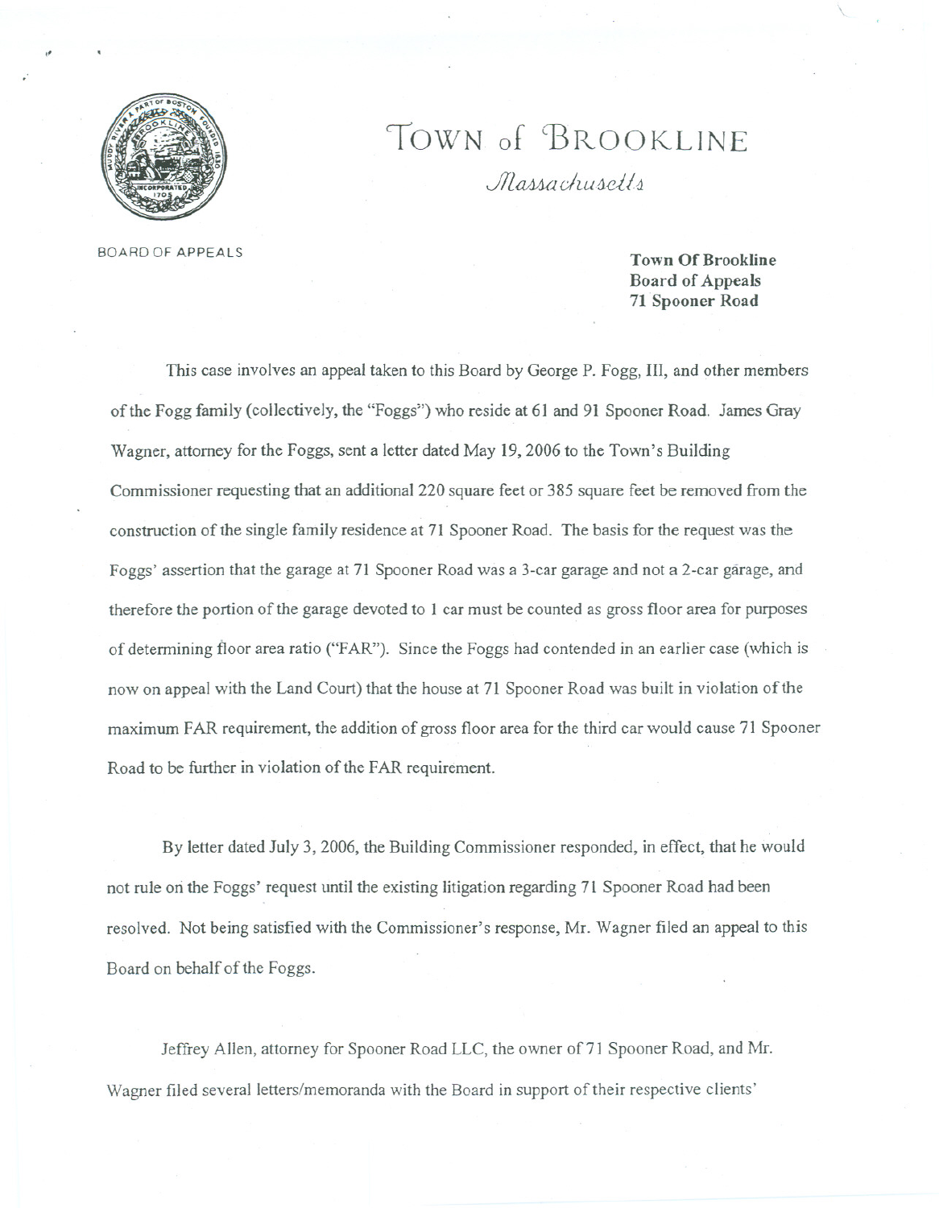# TOWN of BROOKLINE

*Massachusetts*

BOARD OF APPEALS

**Town Of Brookline**
**Board of Appeals**
**71 Spooner Road**

This case involves an appeal taken to this Board by George P. Fogg, III, and other members of the Fogg family (collectively, the "Foggs") who reside at 61 and 91 Spooner Road. James Gray Wagner, attorney for the Foggs, sent a letter dated May 19, 2006 to the Town's Building Commissioner requesting that an additional 220 square feet or 385 square feet be removed from the construction of the single family residence at 71 Spooner Road. The basis for the request was the Foggs' assertion that the garage at 71 Spooner Road was a 3-car garage and not a 2-car garage, and therefore the portion of the garage devoted to 1 car must be counted as gross floor area for purposes of determining floor area ratio ("FAR"). Since the Foggs had contended in an earlier case (which is now on appeal with the Land Court) that the house at 71 Spooner Road was built in violation of the maximum FAR requirement, the addition of gross floor area for the third car would cause 71 Spooner Road to be further in violation of the FAR requirement.

By letter dated July 3, 2006, the Building Commissioner responded, in effect, that he would not rule on the Foggs' request until the existing litigation regarding 71 Spooner Road had been resolved. Not being satisfied with the Commissioner's response, Mr. Wagner filed an appeal to this Board on behalf of the Foggs.

Jeffrey Allen, attorney for Spooner Road LLC, the owner of 71 Spooner Road, and Mr. Wagner filed several letters/memoranda with the Board in support of their respective clients'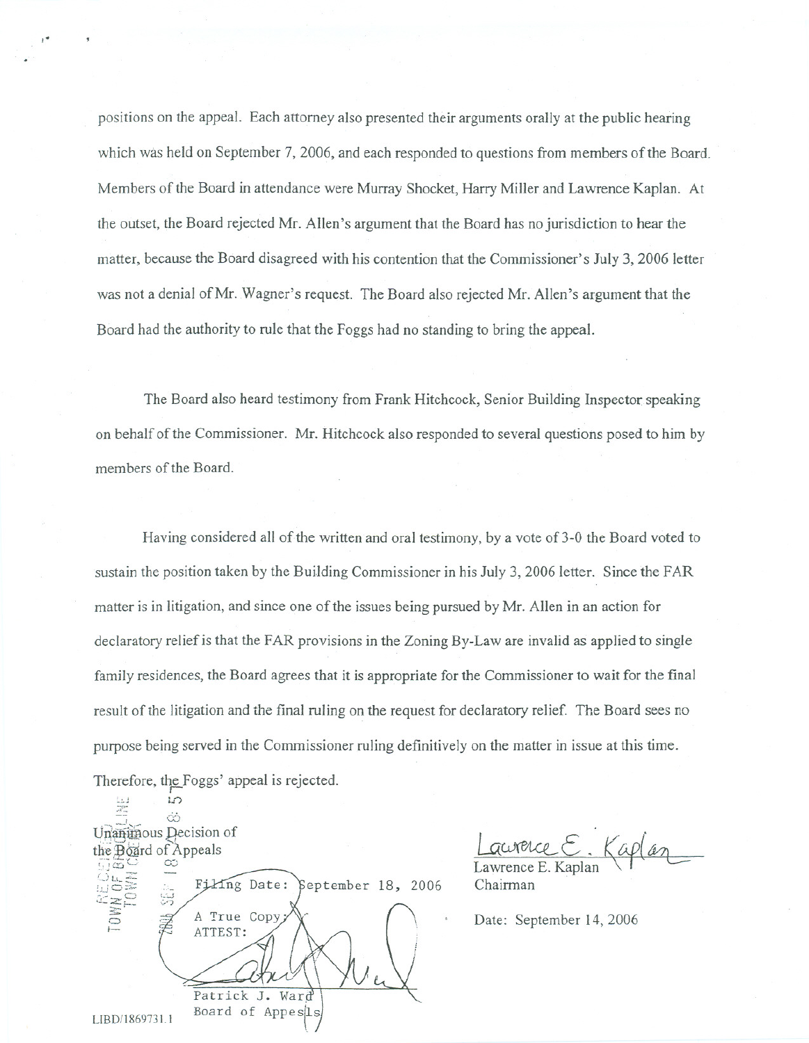positions on the appeal. Each attorney also presented their arguments orally at the public hearing which was held on September 7, 2006, and each responded to questions from members of the Board. Members of the Board in attendance were Murray Shocket, Harry Miller and Lawrence Kaplan. At the outset, the Board rejected Mr. Allen's argument that the Board has no jurisdiction to hear the matter, because the Board disagreed with his contention that the Commissioner's July 3, 2006 letter was not a denial of Mr. Wagner's request. The Board also rejected Mr. Allen's argument that the Board had the authority to rule that the Foggs had no standing to bring the appeal.

The Board also heard testimony from Frank Hitchcock, Senior Building Inspector speaking on behalf of the Commissioner. Mr. Hitchcock also responded to several questions posed to him by members of the Board.

Having considered all of the written and oral testimony, by a vote of 3-0 the Board voted to sustain the position taken by the Building Commissioner in his July 3, 2006 letter. Since the FAR matter is in litigation, and since one of the issues being pursued by Mr. Allen in an action for declaratory relief is that the FAR provisions in the Zoning By-Law are invalid as applied to single family residences, the Board agrees that it is appropriate for the Commissioner to wait for the final result of the litigation and the final ruling on the request for declaratory relief. The Board sees no purpose being served in the Commissioner ruling definitively on the matter in issue at this time. Therefore, the Foggs' appeal is rejected.

Unanimous Decision of
the Board of Appeals

Lawrence E. Kaplan
Chairman

Date: September 14, 2006

Filing Date: September 18, 2006

A True Copy
ATTEST:

Patrick J. Ward
Board of Appeals

RECEIVED
TOWN OF BROOKLINE
TOWN CLERK
2006 SEP 18 A 8:57

LIBD/1869731.1